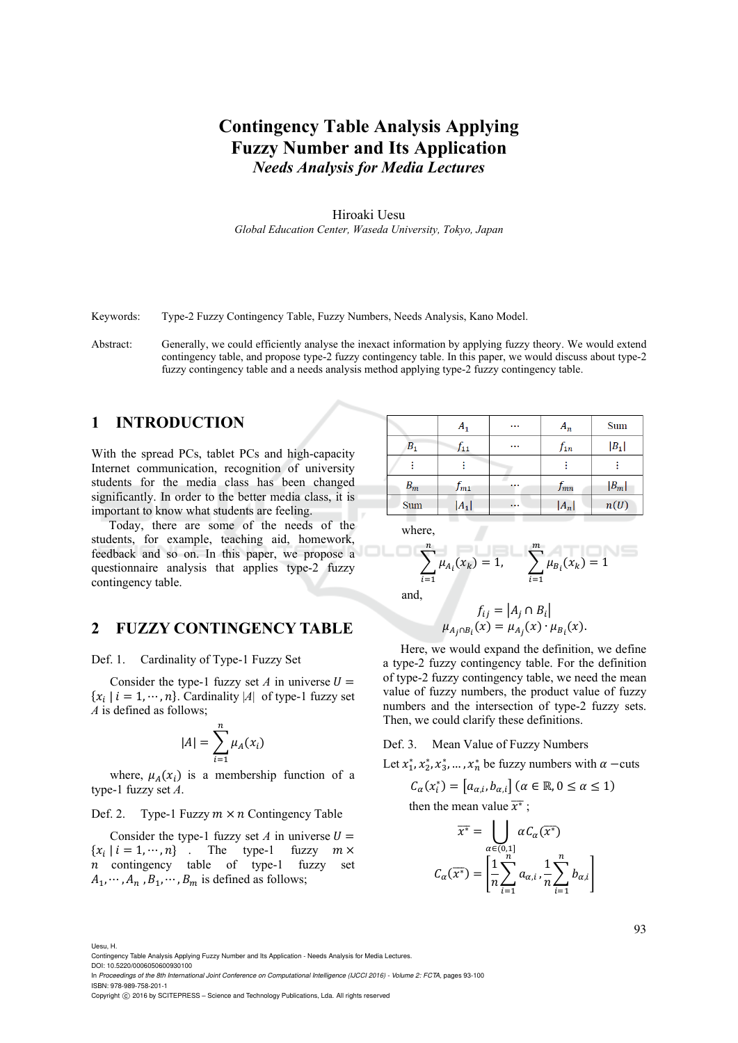# Contingency Table Analysis Applying Fuzzy Number and Its Application

## *Needs Analysis for Media Lectures*

Hiroaki Uesu

*Global Education Center, Waseda University, Tokyo, Japan*

Keywords: Type-2 Fuzzy Contingency Table, Fuzzy Numbers, Needs Analysis, Kano Model.

Abstract: Generally, we could efficiently analyse the inexact information by applying fuzzy theory. We would extend contingency table, and propose type-2 fuzzy contingency table. In this paper, we would discuss about type-2 fuzzy contingency table and a needs analysis method applying type-2 fuzzy contingency table.

## 1 INTRODUCTION

With the spread PCs, tablet PCs and high-capacity Internet communication, recognition of university students for the media class has been changed significantly. In order to the better media class, it is important to know what students are feeling.

Today, there are some of the needs of the students, for example, teaching aid, homework, feedback and so on. In this paper, we propose a questionnaire analysis that applies type-2 fuzzy contingency table.

## 2 FUZZY CONTINGENCY TABLE

Def. 1. Cardinality of Type-1 Fuzzy Set

Consider the type-1 fuzzy set $A$ in universe $U = \{x_i \mid i = 1, \cdots, n\}$. Cardinality $|A|$ of type-1 fuzzy set $A$ is defined as follows;

$$|A| = \sum_{i=1}^{n} \mu_A(x_i)$$

where, $\mu_A(x_i)$ is a membership function of a type-1 fuzzy set $A$.

Def. 2. Type-1 Fuzzy $m \times n$ Contingency Table

Consider the type-1 fuzzy set $A$ in universe $U = \{x_i \mid i = 1, \cdots, n\}$. The type-1 fuzzy $m \times n$ contingency table of type-1 fuzzy set $A_1, \cdots, A_n, B_1, \cdots, B_m$ is defined as follows;

| | $A_1$ | $\cdots$ | $A_n$ | Sum |
|---|---|---|---|---|
| $B_1$ | $f_{11}$ | $\cdots$ | $f_{1n}$ | $\lvert B_1\rvert$ |
| $\vdots$ | $\vdots$ | | $\vdots$ | $\vdots$ |
| $B_m$ | $f_{m1}$ | $\cdots$ | $f_{mn}$ | $\lvert B_m\rvert$ |
| Sum | $\lvert A_1\rvert$ | $\cdots$ | $\lvert A_n\rvert$ | $n(U)$ |

where,

$$\sum_{i=1}^{n} \mu_{A_i}(x_k) = 1, \qquad \sum_{i=1}^{m} \mu_{B_i}(x_k) = 1$$

and,

$$f_{ij} = |A_j \cap B_i|$$
$$\mu_{A_j \cap B_i}(x) = \mu_{A_j}(x) \cdot \mu_{B_i}(x).$$

Here, we would expand the definition, we define a type-2 fuzzy contingency table. For the definition of type-2 fuzzy contingency table, we need the mean value of fuzzy numbers, the product value of fuzzy numbers and the intersection of type-2 fuzzy sets. Then, we could clarify these definitions.

Def. 3. Mean Value of Fuzzy Numbers

Let $x_1^*, x_2^*, x_3^*, \ldots, x_n^*$ be fuzzy numbers with $\alpha -$cuts

$$C_\alpha(x_i^*) = [a_{\alpha,i}, b_{\alpha,i}] \, (\alpha \in \mathbb{R}, 0 \le \alpha \le 1)$$

then the mean value $\overline{x^*}$ ;

$$\overline{x^*} = \bigcup_{\alpha \in (0,1]} \alpha C_\alpha(\overline{x^*})$$

$$C_\alpha(\overline{x^*}) = \left[\frac{1}{n}\sum_{i=1}^{n} a_{\alpha,i}, \frac{1}{n}\sum_{i=1}^{n} b_{\alpha,i}\right]$$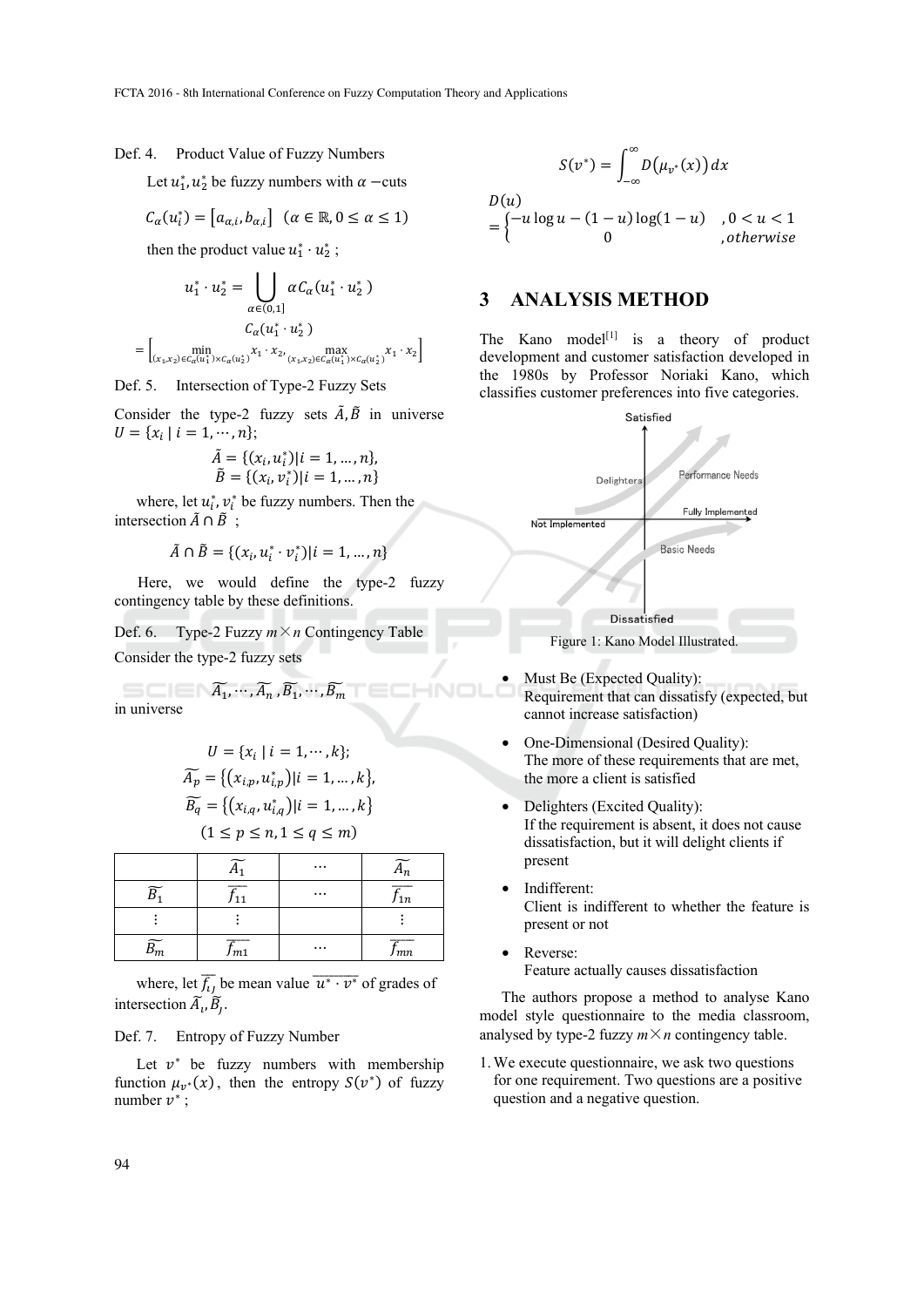Def. 4. Product Value of Fuzzy Numbers

Let $u_1^*, u_2^*$ be fuzzy numbers with $\alpha$ −cuts

$$C_\alpha(u_i^*) = [a_{\alpha,i}, b_{\alpha,i}] \quad (\alpha \in \mathbb{R}, 0 \le \alpha \le 1)$$

then the product value $u_1^* \cdot u_2^*$ ;

$$u_1^* \cdot u_2^* = \bigcup_{\alpha \in (0,1]} \alpha C_\alpha(u_1^* \cdot u_2^*)$$

$$C_\alpha(u_1^* \cdot u_2^*) = \left[ \min_{(x_1,x_2) \in C_\alpha(u_1^*) \times C_\alpha(u_2^*)} x_1 \cdot x_2, \max_{(x_1,x_2) \in C_\alpha(u_1^*) \times C_\alpha(u_2^*)} x_1 \cdot x_2 \right]$$

Def. 5. Intersection of Type-2 Fuzzy Sets

Consider the type-2 fuzzy sets $\tilde{A}, \tilde{B}$ in universe $U = \{x_i \mid i = 1, \cdots, n\}$;

$$\tilde{A} = \{(x_i, u_i^*) | i = 1, \dots, n\},$$
$$\tilde{B} = \{(x_i, v_i^*) | i = 1, \dots, n\}$$

where, let $u_i^*, v_i^*$ be fuzzy numbers. Then the intersection $\tilde{A} \cap \tilde{B}$ ;

$$\tilde{A} \cap \tilde{B} = \{(x_i, u_i^* \cdot v_i^*) | i = 1, \dots, n\}$$

Here, we would define the type-2 fuzzy contingency table by these definitions.

Def. 6. Type-2 Fuzzy $m \times n$ Contingency Table

Consider the type-2 fuzzy sets

$$\widetilde{A_1}, \cdots, \widetilde{A_n}, \widetilde{B_1}, \cdots, \widetilde{B_m}$$

in universe

$$U = \{x_i \mid i = 1, \cdots, k\};$$
$$\widetilde{A_p} = \{(x_{i,p}, u_{i,p}^*) | i = 1, \dots, k\},$$
$$\widetilde{B_q} = \{(x_{i,q}, u_{i,q}^*) | i = 1, \dots, k\}$$
$$(1 \le p \le n, 1 \le q \le m)$$

| | $\widetilde{A_1}$ | $\cdots$ | $\widetilde{A_n}$ |
|---|---|---|---|
| $\widetilde{B_1}$ | $\overline{f_{11}}$ | $\cdots$ | $\overline{f_{1n}}$ |
| $\vdots$ | $\vdots$ | | $\vdots$ |
| $\widetilde{B_m}$ | $\overline{f_{m1}}$ | $\cdots$ | $\overline{f_{mn}}$ |

where, let $\overline{f_{ij}}$ be mean value $\overline{u^* \cdot v^*}$ of grades of intersection $\widetilde{A_i}, \widetilde{B_j}$.

Def. 7. Entropy of Fuzzy Number

Let $v^*$ be fuzzy numbers with membership function $\mu_{v^*}(x)$, then the entropy $S(v^*)$ of fuzzy number $v^*$ ;

$$S(v^*) = \int_{-\infty}^{\infty} D(\mu_{v^*}(x))\, dx$$

$$D(u) = \begin{cases} -u \log u - (1-u) \log(1-u) & , 0 < u < 1 \\ 0 & , otherwise \end{cases}$$

## 3 ANALYSIS METHOD

The Kano model[1] is a theory of product development and customer satisfaction developed in the 1980s by Professor Noriaki Kano, which classifies customer preferences into five categories.

Figure 1: Kano Model Illustrated.

- Must Be (Expected Quality):
  Requirement that can dissatisfy (expected, but cannot increase satisfaction)
- One-Dimensional (Desired Quality):
  The more of these requirements that are met, the more a client is satisfied
- Delighters (Excited Quality):
  If the requirement is absent, it does not cause dissatisfaction, but it will delight clients if present
- Indifferent:
  Client is indifferent to whether the feature is present or not
- Reverse:
  Feature actually causes dissatisfaction

The authors propose a method to analyse Kano model style questionnaire to the media classroom, analysed by type-2 fuzzy $m \times n$ contingency table.

1. We execute questionnaire, we ask two questions for one requirement. Two questions are a positive question and a negative question.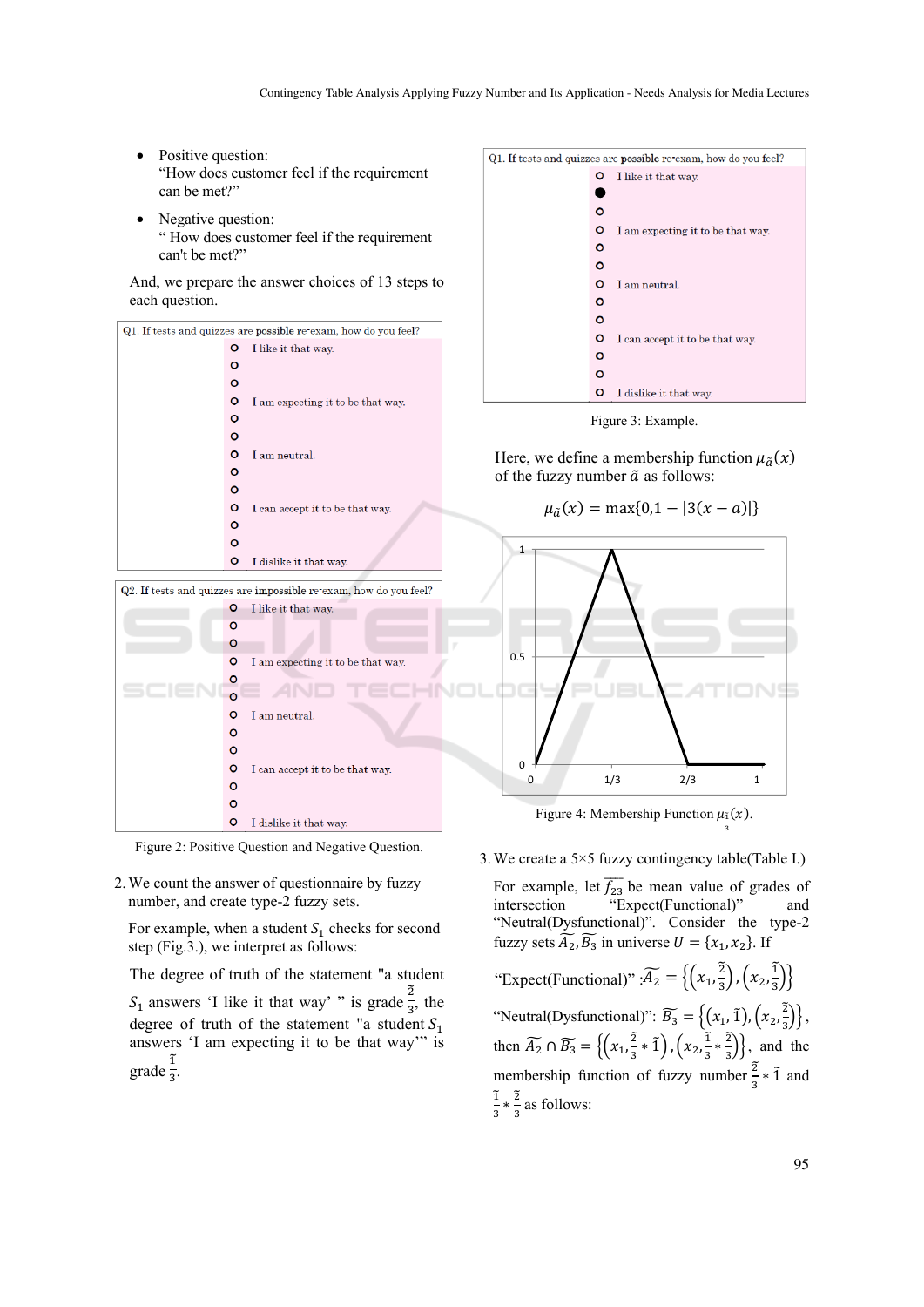- Positive question:
  "How does customer feel if the requirement can be met?"
- Negative question:
  " How does customer feel if the requirement can't be met?"

And, we prepare the answer choices of 13 steps to each question.

Q1. If tests and quizzes are possible re-exam, how do you feel?

- I like it that way.
- 
- 
- I am expecting it to be that way.
- 
- 
- I am neutral.
- 
- 
- I can accept it to be that way.
- 
- 
- I dislike it that way.

Q2. If tests and quizzes are impossible re-exam, how do you feel?

- I like it that way.
- 
- 
- I am expecting it to be that way.
- 
- 
- I am neutral.
- 
- 
- I can accept it to be that way.
- 
- 
- I dislike it that way.

Figure 2: Positive Question and Negative Question.

2. We count the answer of questionnaire by fuzzy number, and create type-2 fuzzy sets.

For example, when a student $S_1$ checks for second step (Fig.3.), we interpret as follows:

The degree of truth of the statement "a student $S_1$ answers 'I like it that way' " is grade $\frac{\tilde{2}}{3}$, the degree of truth of the statement "a student $S_1$ answers 'I am expecting it to be that way'" is grade $\frac{\tilde{1}}{3}$.

Q1. If tests and quizzes are possible re-exam, how do you feel?

- I like it that way.
- ● 
- 
- I am expecting it to be that way.
- 
- 
- I am neutral.
- 
- 
- I can accept it to be that way.
- 
- 
- I dislike it that way.

Figure 3: Example.

Here, we define a membership function $\mu_{\tilde{a}}(x)$ of the fuzzy number $\tilde{a}$ as follows:

$$\mu_{\tilde{a}}(x) = \max\{0, 1 - |3(x - a)|\}$$

Figure 4: Membership Function $\mu_{\frac{\tilde{1}}{3}}(x)$.

3. We create a 5×5 fuzzy contingency table(Table I.)

For example, let $\widetilde{f_{23}}$ be mean value of grades of intersection "Expect(Functional)" and "Neutral(Dysfunctional)". Consider the type-2 fuzzy sets $\widetilde{A_2}, \widetilde{B_3}$ in universe $U = \{x_1, x_2\}$. If

"Expect(Functional)" : $\widetilde{A_2} = \left\{\left(x_1, \frac{\tilde{2}}{3}\right), \left(x_2, \frac{\tilde{1}}{3}\right)\right\}$

"Neutral(Dysfunctional)": $\widetilde{B_3} = \left\{\left(x_1, \tilde{1}\right), \left(x_2, \frac{\tilde{2}}{3}\right)\right\}$,

then $\widetilde{A_2} \cap \widetilde{B_3} = \left\{\left(x_1, \frac{\tilde{2}}{3} * \tilde{1}\right), \left(x_2, \frac{\tilde{1}}{3} * \frac{\tilde{2}}{3}\right)\right\}$, and the membership function of fuzzy number $\frac{\tilde{2}}{3} * \tilde{1}$ and $\frac{\tilde{1}}{3} * \frac{\tilde{2}}{3}$ as follows: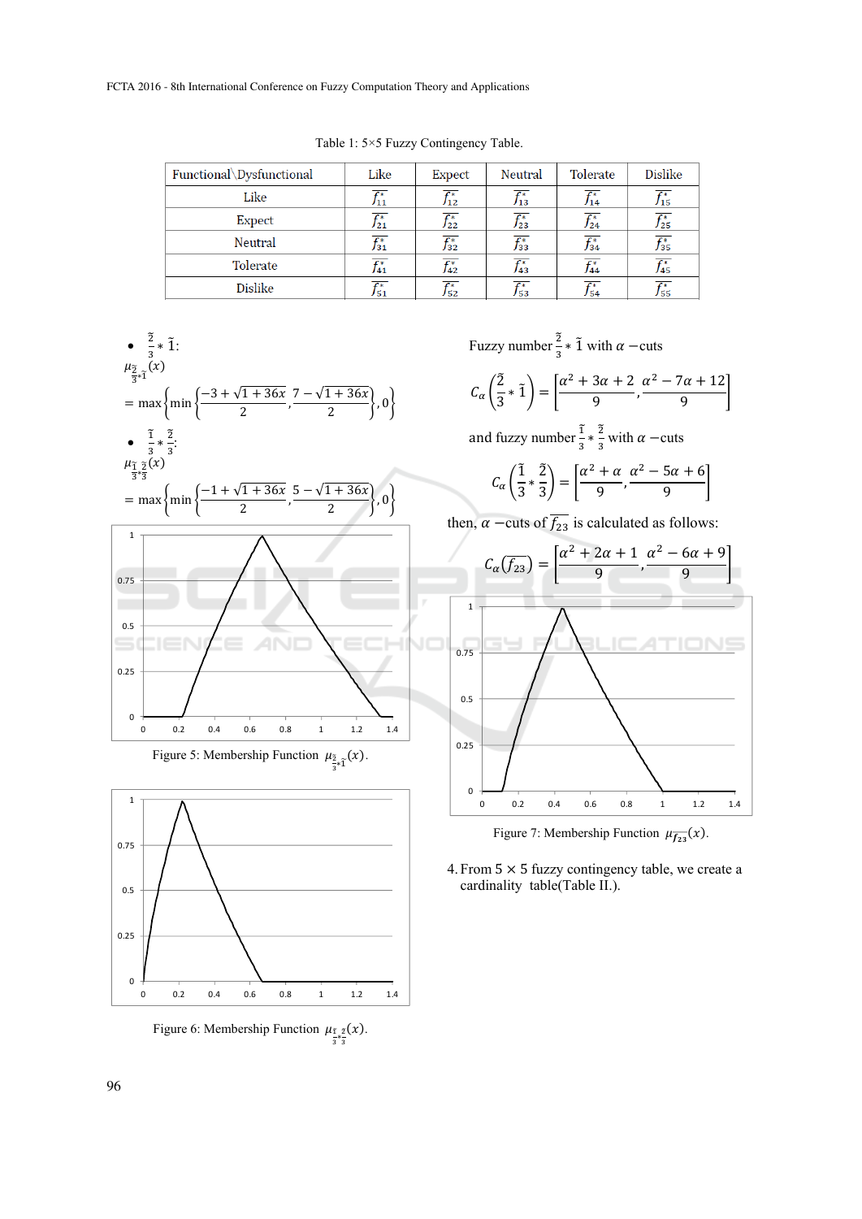Table 1: 5×5 Fuzzy Contingency Table.

| Functional\Dysfunctional | Like | Expect | Neutral | Tolerate | Dislike |
|---|---|---|---|---|---|
| Like | $\widetilde{f_{11}^*}$ | $\widetilde{f_{12}^*}$ | $\widetilde{f_{13}^*}$ | $\widetilde{f_{14}^*}$ | $\widetilde{f_{15}^*}$ |
| Expect | $\widetilde{f_{21}^*}$ | $\widetilde{f_{22}^*}$ | $\widetilde{f_{23}^*}$ | $\widetilde{f_{24}^*}$ | $\widetilde{f_{25}^*}$ |
| Neutral | $\widetilde{f_{31}^*}$ | $\widetilde{f_{32}^*}$ | $\widetilde{f_{33}^*}$ | $\widetilde{f_{34}^*}$ | $\widetilde{f_{35}^*}$ |
| Tolerate | $\widetilde{f_{41}^*}$ | $\widetilde{f_{42}^*}$ | $\widetilde{f_{43}^*}$ | $\widetilde{f_{44}^*}$ | $\widetilde{f_{45}^*}$ |
| Dislike | $\widetilde{f_{51}^*}$ | $\widetilde{f_{52}^*}$ | $\widetilde{f_{53}^*}$ | $\widetilde{f_{54}^*}$ | $\widetilde{f_{55}^*}$ |

- $\frac{\tilde{2}}{3} * \tilde{1}$:

$$\mu_{\frac{\tilde{2}}{3}*\tilde{1}}(x) = \max\left\{\min\left\{\frac{-3+\sqrt{1+36x}}{2}, \frac{7-\sqrt{1+36x}}{2}\right\}, 0\right\}$$

- $\frac{\tilde{1}}{3} * \frac{\tilde{2}}{3}$:

$$\mu_{\frac{\tilde{1}}{3}*\frac{\tilde{2}}{3}}(x) = \max\left\{\min\left\{\frac{-1+\sqrt{1+36x}}{2}, \frac{5-\sqrt{1+36x}}{2}\right\}, 0\right\}$$

Figure 5: Membership Function $\mu_{\frac{\tilde{2}}{3}*\tilde{1}}(x)$.

Figure 6: Membership Function $\mu_{\frac{\tilde{1}}{3}*\frac{\tilde{2}}{3}}(x)$.

Fuzzy number $\frac{\tilde{2}}{3} * \tilde{1}$ with $\alpha$ −cuts

$$C_\alpha\left(\frac{\tilde{2}}{3} * \tilde{1}\right) = \left[\frac{\alpha^2 + 3\alpha + 2}{9}, \frac{\alpha^2 - 7\alpha + 12}{9}\right]$$

and fuzzy number $\frac{\tilde{1}}{3} * \frac{\tilde{2}}{3}$ with $\alpha$ −cuts

$$C_\alpha\left(\frac{\tilde{1}}{3} * \frac{\tilde{2}}{3}\right) = \left[\frac{\alpha^2 + \alpha}{9}, \frac{\alpha^2 - 5\alpha + 6}{9}\right]$$

then, $\alpha$ −cuts of $\widetilde{f_{23}}$ is calculated as follows:

$$C_\alpha\left(\widetilde{f_{23}}\right) = \left[\frac{\alpha^2 + 2\alpha + 1}{9}, \frac{\alpha^2 - 6\alpha + 9}{9}\right]$$

Figure 7: Membership Function $\mu_{\widetilde{f_{23}}}(x)$.

4. From 5 × 5 fuzzy contingency table, we create a cardinality table(Table II.).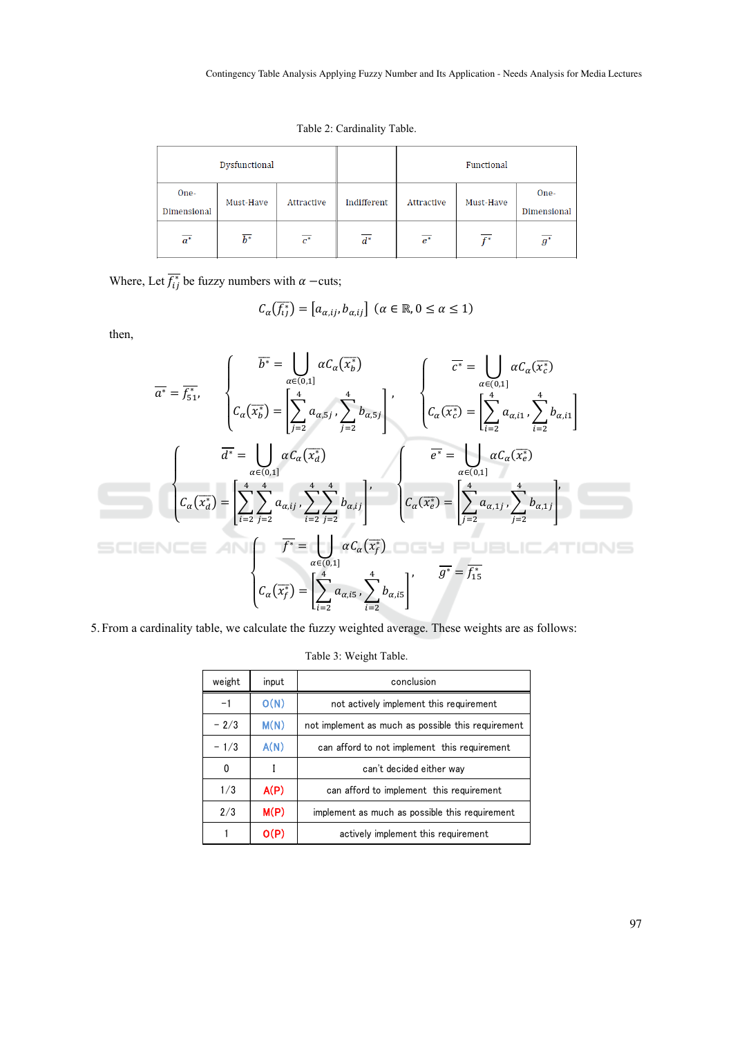Table 2: Cardinality Table.

| Dysfunctional | | | | Functional | | |
|---|---|---|---|---|---|---|
| One-Dimensional | Must-Have | Attractive | Indifferent | Attractive | Must-Have | One-Dimensional |
| $\overline{a^*}$ | $\overline{b^*}$ | $\overline{c^*}$ | $\overline{d^*}$ | $\overline{e^*}$ | $\overline{f^*}$ | $\overline{g^*}$ |

Where, Let $\overline{f_{ij}^*}$ be fuzzy numbers with $\alpha$ −cuts;

$$C_\alpha\left(\overline{f_{ij}^*}\right) = \left[a_{\alpha,ij}, b_{\alpha,ij}\right] \ (\alpha \in \mathbb{R}, 0 \leq \alpha \leq 1)$$

then,

$$\overline{a^*} = \overline{f_{51}^*}, \quad \begin{cases} \overline{b^*} = \bigcup_{\alpha\in(0,1]} \alpha C_\alpha\left(\overline{x_b^*}\right) \\ C_\alpha\left(\overline{x_b^*}\right) = \left[\sum_{j=2}^{4} a_{\alpha,5j}, \sum_{j=2}^{4} b_{\alpha,5j}\right] \end{cases}, \quad \begin{cases} \overline{c^*} = \bigcup_{\alpha\in(0,1]} \alpha C_\alpha\left(\overline{x_c^*}\right) \\ C_\alpha\left(\overline{x_c^*}\right) = \left[\sum_{i=2}^{4} a_{\alpha,i1}, \sum_{i=2}^{4} b_{\alpha,i1}\right] \end{cases}$$

$$\begin{cases} \overline{d^*} = \bigcup_{\alpha\in(0,1]} \alpha C_\alpha\left(\overline{x_d^*}\right) \\ C_\alpha\left(\overline{x_d^*}\right) = \left[\sum_{i=2}^{4}\sum_{j=2}^{4} a_{\alpha,ij}, \sum_{i=2}^{4}\sum_{j=2}^{4} b_{\alpha,ij}\right] \end{cases}, \quad \begin{cases} \overline{e^*} = \bigcup_{\alpha\in(0,1]} \alpha C_\alpha\left(\overline{x_e^*}\right) \\ C_\alpha\left(\overline{x_e^*}\right) = \left[\sum_{j=2}^{4} a_{\alpha,1j}, \sum_{j=2}^{4} b_{\alpha,1j}\right] \end{cases},$$

$$\begin{cases} \overline{f^*} = \bigcup_{\alpha\in(0,1]} \alpha C_\alpha\left(\overline{x_f^*}\right) \\ C_\alpha\left(\overline{x_f^*}\right) = \left[\sum_{i=2}^{4} a_{\alpha,i5}, \sum_{i=2}^{4} b_{\alpha,i5}\right] \end{cases}, \quad \overline{g^*} = \overline{f_{15}^*}$$

5. From a cardinality table, we calculate the fuzzy weighted average. These weights are as follows:

Table 3: Weight Table.

| weight | input | conclusion |
|---|---|---|
| −1 | O(N) | not actively implement this requirement |
| − 2/3 | M(N) | not implement as much as possible this requirement |
| − 1/3 | A(N) | can afford to not implement this requirement |
| 0 | I | can't decided either way |
| 1/3 | A(P) | can afford to implement this requirement |
| 2/3 | M(P) | implement as much as possible this requirement |
| 1 | O(P) | actively implement this requirement |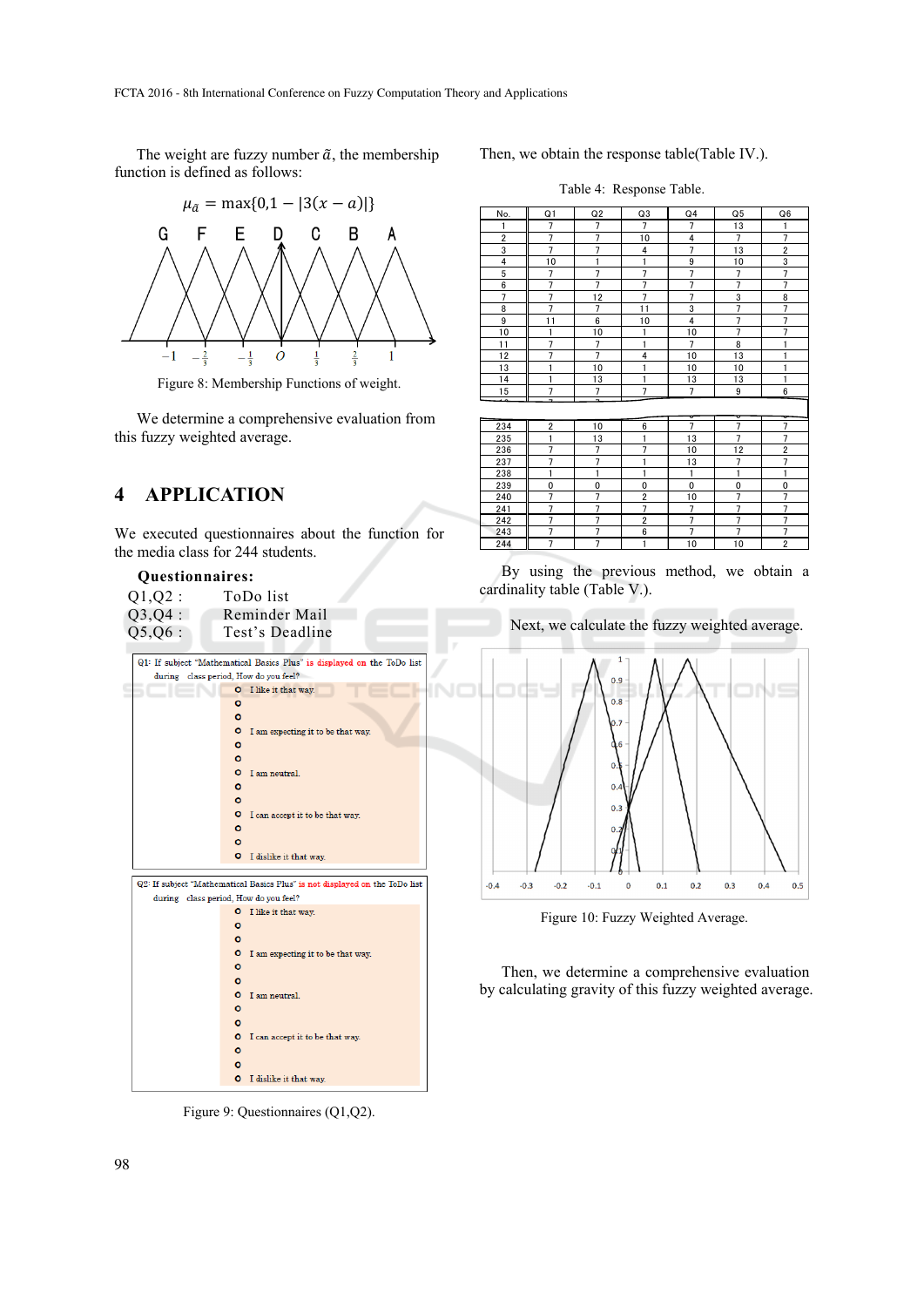The weight are fuzzy number $\tilde{a}$, the membership function is defined as follows:

$$\mu_{\tilde{a}} = \max\{0, 1 - |3(x - a)|\}$$

Figure 8: Membership Functions of weight.

We determine a comprehensive evaluation from this fuzzy weighted average.

# 4 APPLICATION

We executed questionnaires about the function for the media class for 244 students.

**Questionnaires:**

Q1,Q2 : ToDo list
Q3,Q4 : Reminder Mail
Q5,Q6 : Test's Deadline

Q1: If subject "Mathematical Basics Plus" is displayed on the ToDo list during class period, How do you feel?

- I like it that way.
-
-
- I am expecting it to be that way.
-
-
- I am neutral.
-
-
- I can accept it to be that way.
-
-
- I dislike it that way.

Q2: If subject "Mathematical Basics Plus" is not displayed on the ToDo list during class period, How do you feel?

- I like it that way.
-
-
- I am expecting it to be that way.
-
-
- I am neutral.
-
-
- I can accept it to be that way.
-
-
- I dislike it that way.

Figure 9: Questionnaires (Q1,Q2).

Then, we obtain the response table(Table IV.).

Table 4: Response Table.

| No. | Q1 | Q2 | Q3 | Q4 | Q5 | Q6 |
|---|---|---|---|---|---|---|
| 1 | 7 | 7 | 7 | 7 | 13 | 1 |
| 2 | 7 | 7 | 10 | 4 | 7 | 7 |
| 3 | 7 | 7 | 4 | 7 | 13 | 2 |
| 4 | 10 | 1 | 1 | 9 | 10 | 3 |
| 5 | 7 | 7 | 7 | 7 | 7 | 7 |
| 6 | 7 | 7 | 7 | 7 | 7 | 7 |
| 7 | 7 | 12 | 7 | 7 | 3 | 8 |
| 8 | 7 | 7 | 11 | 3 | 7 | 7 |
| 9 | 11 | 6 | 10 | 4 | 7 | 7 |
| 10 | 1 | 10 | 1 | 10 | 7 | 7 |
| 11 | 7 | 7 | 1 | 7 | 8 | 1 |
| 12 | 7 | 7 | 4 | 10 | 13 | 1 |
| 13 | 1 | 10 | 1 | 10 | 10 | 1 |
| 14 | 1 | 13 | 1 | 13 | 13 | 1 |
| 15 | 7 | 7 | 7 | 7 | 9 | 6 |
| ... | | | | | | |
| 234 | 2 | 10 | 6 | 7 | 7 | 7 |
| 235 | 1 | 13 | 1 | 13 | 7 | 7 |
| 236 | 7 | 7 | 7 | 10 | 12 | 2 |
| 237 | 7 | 7 | 1 | 13 | 7 | 7 |
| 238 | 1 | 1 | 1 | 1 | 1 | 1 |
| 239 | 0 | 0 | 0 | 0 | 0 | 0 |
| 240 | 7 | 7 | 2 | 10 | 7 | 7 |
| 241 | 7 | 7 | 7 | 7 | 7 | 7 |
| 242 | 7 | 7 | 2 | 7 | 7 | 7 |
| 243 | 7 | 7 | 6 | 7 | 7 | 7 |
| 244 | 7 | 7 | 1 | 10 | 10 | 2 |

By using the previous method, we obtain a cardinality table (Table V.).

Next, we calculate the fuzzy weighted average.

Figure 10: Fuzzy Weighted Average.

Then, we determine a comprehensive evaluation by calculating gravity of this fuzzy weighted average.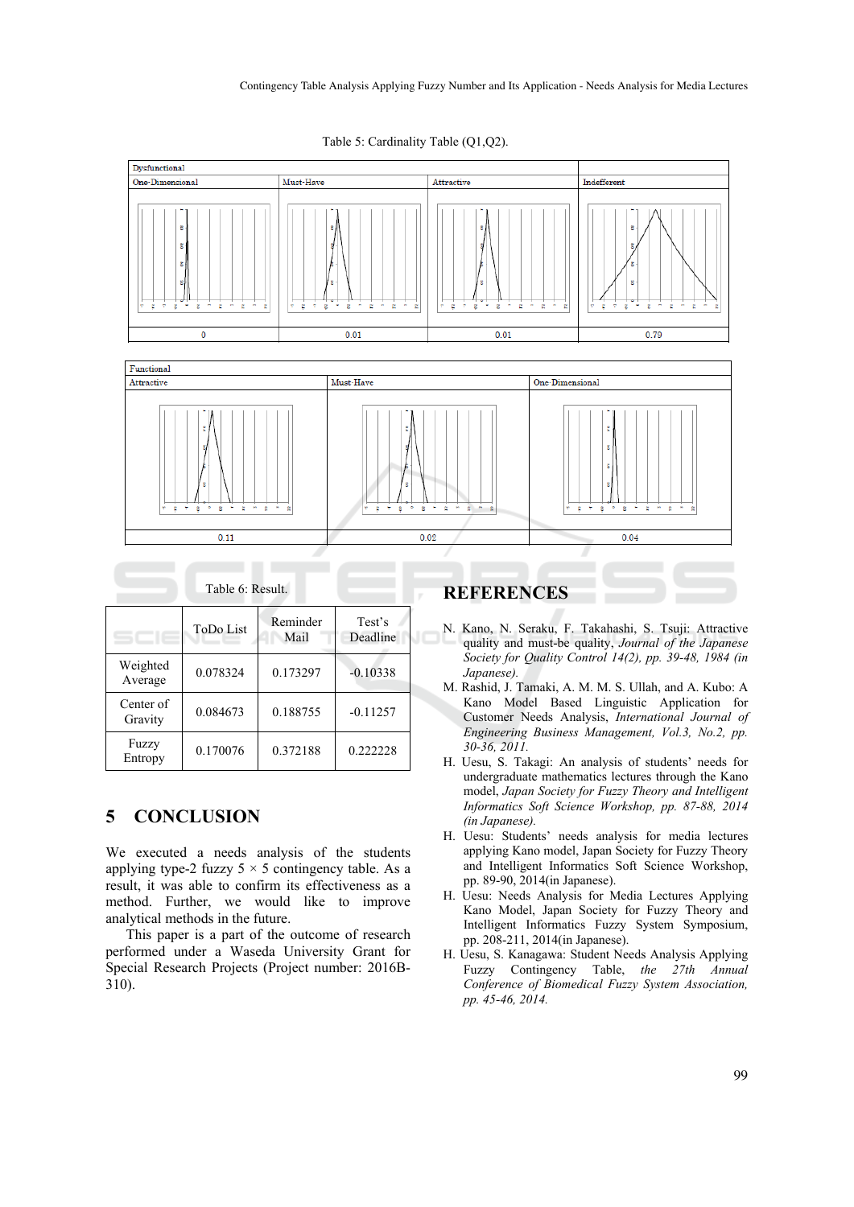Table 5: Cardinality Table (Q1,Q2).

| Dysfunctional | | | |
|---|---|---|---|
| One-Dimensional | Must-Have | Attractive | Indefferent |
| 0 | 0.01 | 0.01 | 0.79 |

| Functional | | |
|---|---|---|
| Attractive | Must-Have | One-Dimensional |
| 0.11 | 0.02 | 0.04 |

Table 6: Result.

| | ToDo List | Reminder Mail | Test's Deadline |
|---|---|---|---|
| Weighted Average | 0.078324 | 0.173297 | -0.10338 |
| Center of Gravity | 0.084673 | 0.188755 | -0.11257 |
| Fuzzy Entropy | 0.170076 | 0.372188 | 0.222228 |

## 5 CONCLUSION

We executed a needs analysis of the students applying type-2 fuzzy 5 × 5 contingency table. As a result, it was able to confirm its effectiveness as a method. Further, we would like to improve analytical methods in the future.

This paper is a part of the outcome of research performed under a Waseda University Grant for Special Research Projects (Project number: 2016B-310).

## REFERENCES

N. Kano, N. Seraku, F. Takahashi, S. Tsuji: Attractive quality and must-be quality, *Journal of the Japanese Society for Quality Control 14(2), pp. 39-48, 1984 (in Japanese).*

M. Rashid, J. Tamaki, A. M. M. S. Ullah, and A. Kubo: A Kano Model Based Linguistic Application for Customer Needs Analysis, *International Journal of Engineering Business Management, Vol.3, No.2, pp. 30-36, 2011.*

H. Uesu, S. Takagi: An analysis of students' needs for undergraduate mathematics lectures through the Kano model, *Japan Society for Fuzzy Theory and Intelligent Informatics Soft Science Workshop, pp. 87-88, 2014 (in Japanese).*

H. Uesu: Students' needs analysis for media lectures applying Kano model, Japan Society for Fuzzy Theory and Intelligent Informatics Soft Science Workshop, pp. 89-90, 2014(in Japanese).

H. Uesu: Needs Analysis for Media Lectures Applying Kano Model, Japan Society for Fuzzy Theory and Intelligent Informatics Fuzzy System Symposium, pp. 208-211, 2014(in Japanese).

H. Uesu, S. Kanagawa: Student Needs Analysis Applying Fuzzy Contingency Table, *the 27th Annual Conference of Biomedical Fuzzy System Association, pp. 45-46, 2014.*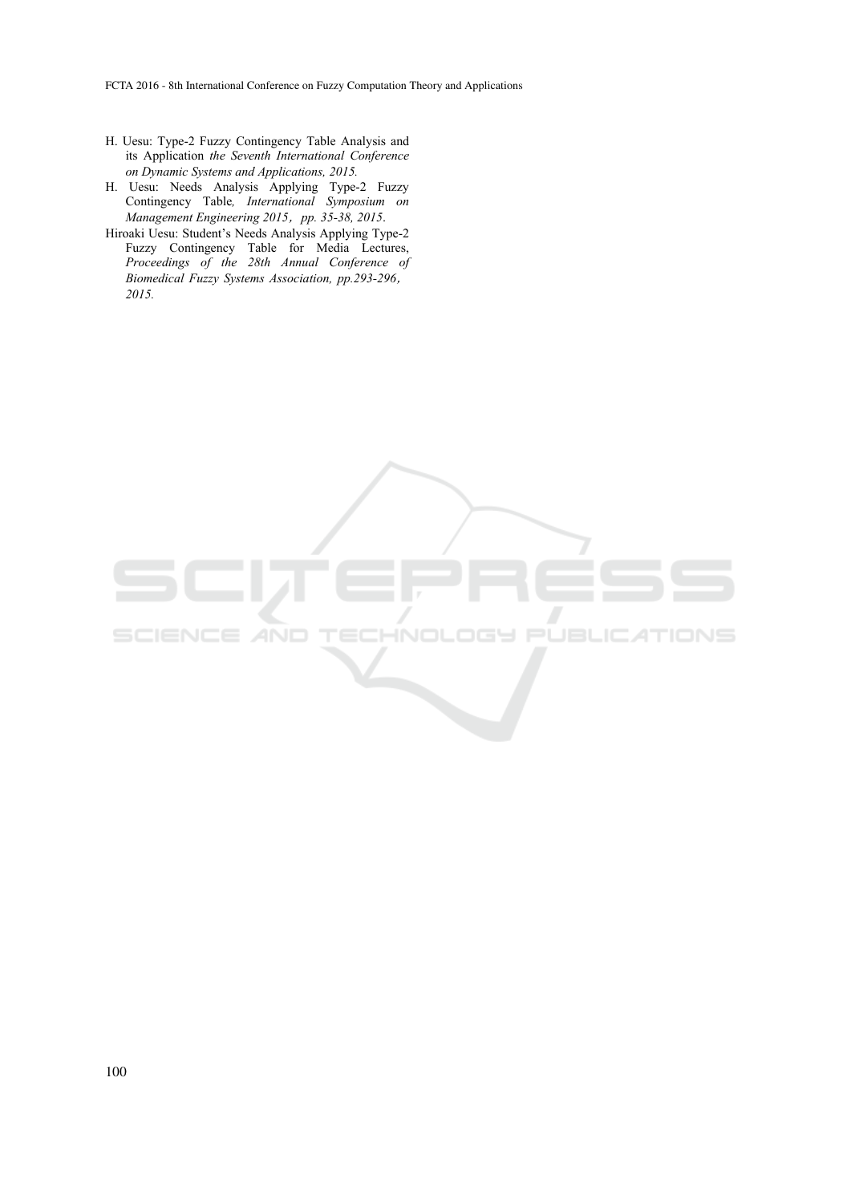H. Uesu: Type-2 Fuzzy Contingency Table Analysis and its Application *the Seventh International Conference on Dynamic Systems and Applications, 2015.*

H. Uesu: Needs Analysis Applying Type-2 Fuzzy Contingency Table*, International Symposium on Management Engineering 2015，pp. 35-38, 2015*.

Hiroaki Uesu: Student's Needs Analysis Applying Type-2 Fuzzy Contingency Table for Media Lectures, *Proceedings of the 28th Annual Conference of Biomedical Fuzzy Systems Association, pp.293-296，2015.*